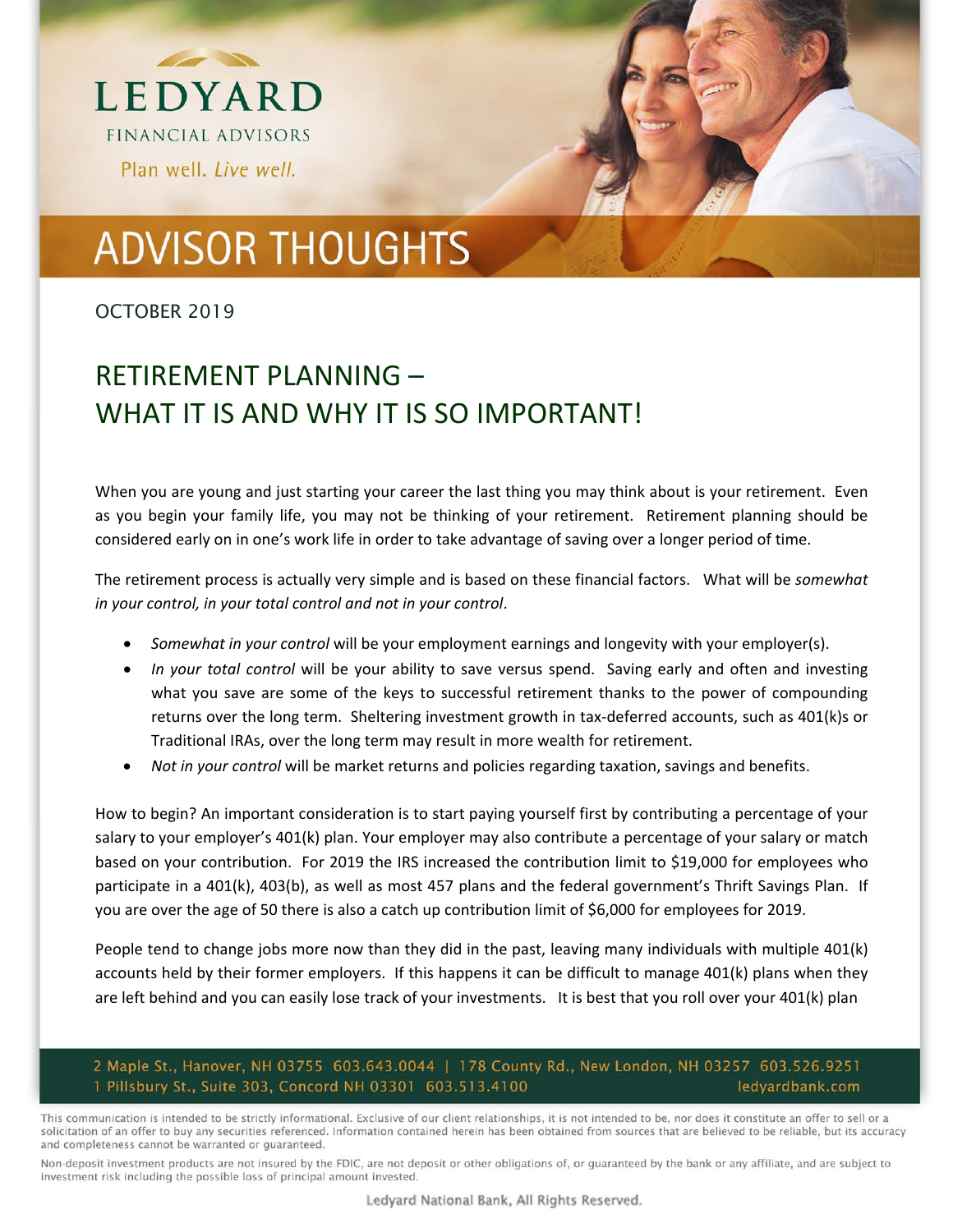LEDYARD

FINANCIAL ADVISORS

Plan well. *Live well.*

# ADVISOR THOUGHTS

OCTOBER 2019

## RETIREMENT PLANNING – WHAT IT IS AND WHY IT IS SO IMPORTANT!

When you are young and just starting your career the last thing you may think about is your retirement. Even as you begin your family life, you may not be thinking of your retirement. Retirement planning should be considered early on in one's work life in order to take advantage of saving over a longer period of time.

The retirement process is actually very simple and is based on these financial factors. What will be *somewhat in your control, in your total control and not in your control*.

- *Somewhat in your control* will be your employment earnings and longevity with your employer(s).
- *In your total control* will be your ability to save versus spend. Saving early and often and investing what you save are some of the keys to successful retirement thanks to the power of compounding returns over the long term. Sheltering investment growth in tax-deferred accounts, such as 401(k)s or Traditional IRAs, over the long term may result in more wealth for retirement.
- *Not in your control* will be market returns and policies regarding taxation, savings and benefits.

How to begin? An important consideration is to start paying yourself first by contributing a percentage of your salary to your employer's 401(k) plan. Your employer may also contribute a percentage of your salary or match based on your contribution. For 2019 the IRS increased the contribution limit to $19,000 for employees who participate in a 401(k), 403(b), as well as most 457 plans and the federal government's Thrift Savings Plan. If you are over the age of 50 there is also a catch up contribution limit of $6,000 for employees for 2019.

People tend to change jobs more now than they did in the past, leaving many individuals with multiple 401(k) accounts held by their former employers. If this happens it can be difficult to manage 401(k) plans when they are left behind and you can easily lose track of your investments. It is best that you roll over your 401(k) plan

2 Maple St., Hanover, NH 03755 603.643.0044 | 178 County Rd., New London, NH 03257 603.526.9251
1 Pillsbury St., Suite 303, Concord NH 03301 603.513.4100 ledyardbank.com

This communication is intended to be strictly informational. Exclusive of our client relationships, it is not intended to be, nor does it constitute an offer to sell or a solicitation of an offer to buy any securities referenced. Information contained herein has been obtained from sources that are believed to be reliable, but its accuracy and completeness cannot be warranted or guaranteed.

Non-deposit investment products are not insured by the FDIC, are not deposit or other obligations of, or guaranteed by the bank or any affiliate, and are subject to investment risk including the possible loss of principal amount invested.

Ledyard National Bank, All Rights Reserved.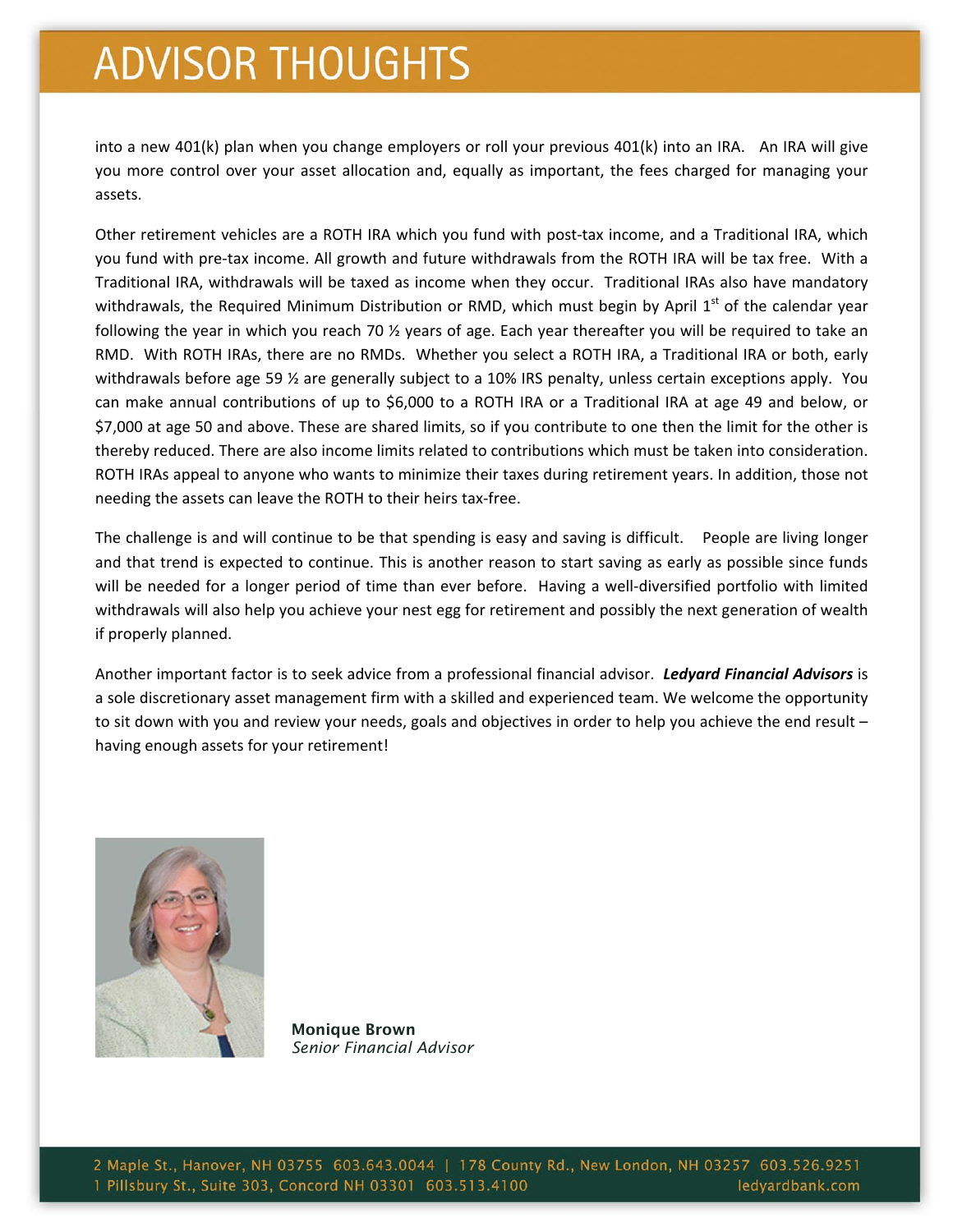into a new 401(k) plan when you change employers or roll your previous 401(k) into an IRA. An IRA will give you more control over your asset allocation and, equally as important, the fees charged for managing your assets.

Other retirement vehicles are a ROTH IRA which you fund with post-tax income, and a Traditional IRA, which you fund with pre-tax income. All growth and future withdrawals from the ROTH IRA will be tax free. With a Traditional IRA, withdrawals will be taxed as income when they occur. Traditional IRAs also have mandatory withdrawals, the Required Minimum Distribution or RMD, which must begin by April 1st of the calendar year following the year in which you reach 70 ½ years of age. Each year thereafter you will be required to take an RMD. With ROTH IRAs, there are no RMDs. Whether you select a ROTH IRA, a Traditional IRA or both, early withdrawals before age 59 ½ are generally subject to a 10% IRS penalty, unless certain exceptions apply. You can make annual contributions of up to $6,000 to a ROTH IRA or a Traditional IRA at age 49 and below, or $7,000 at age 50 and above. These are shared limits, so if you contribute to one then the limit for the other is thereby reduced. There are also income limits related to contributions which must be taken into consideration. ROTH IRAs appeal to anyone who wants to minimize their taxes during retirement years. In addition, those not needing the assets can leave the ROTH to their heirs tax-free.

The challenge is and will continue to be that spending is easy and saving is difficult. People are living longer and that trend is expected to continue. This is another reason to start saving as early as possible since funds will be needed for a longer period of time than ever before. Having a well-diversified portfolio with limited withdrawals will also help you achieve your nest egg for retirement and possibly the next generation of wealth if properly planned.

Another important factor is to seek advice from a professional financial advisor. ***Ledyard Financial Advisors*** is a sole discretionary asset management firm with a skilled and experienced team. We welcome the opportunity to sit down with you and review your needs, goals and objectives in order to help you achieve the end result – having enough assets for your retirement!

**Monique Brown**
*Senior Financial Advisor*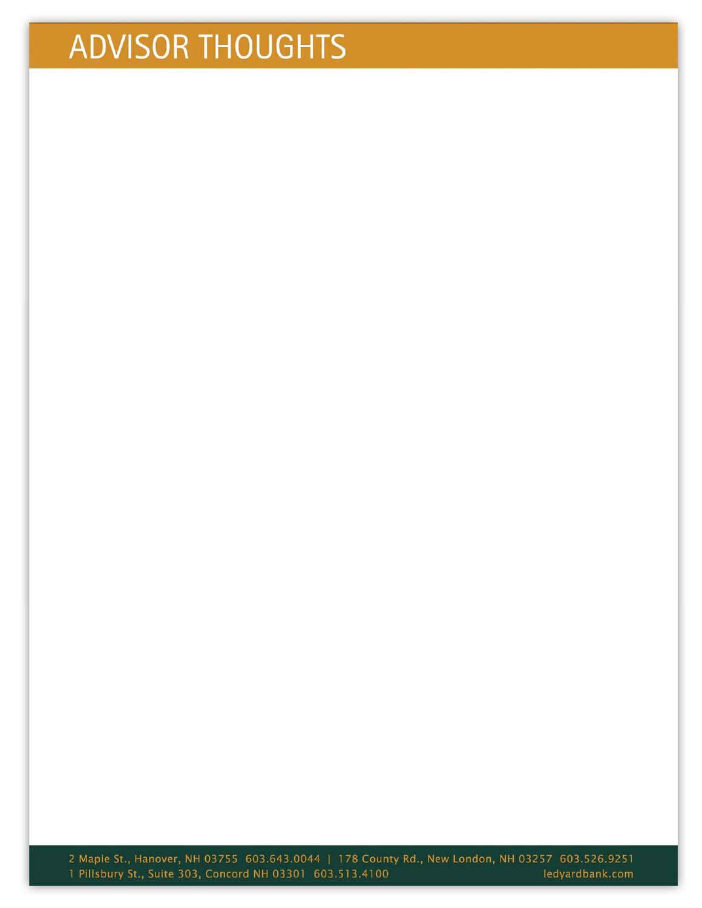# ADVISOR THOUGHTS

2 Maple St., Hanover, NH 03755 603.643.0044 | 178 County Rd., New London, NH 03257 603.526.9251
1 Pillsbury St., Suite 303, Concord NH 03301 603.513.4100 ledyardbank.com